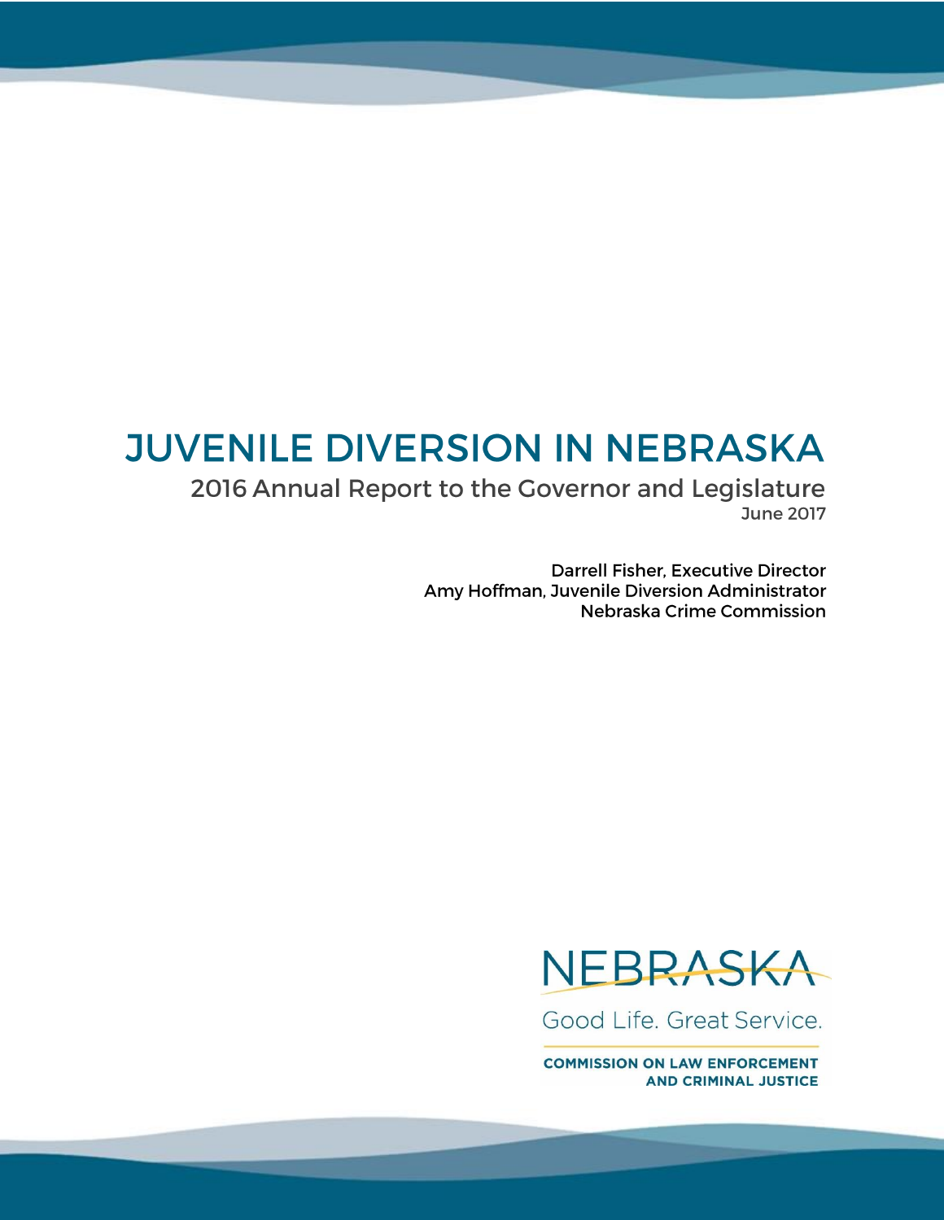# JUVENILE DIVERSION IN NEBRASKA

## 2016 Annual Report to the Governor and Legislature

June 2017

Darrell Fisher, Executive Director
Amy Hoffman, Juvenile Diversion Administrator
Nebraska Crime Commission

NEBRASKA

Good Life. Great Service.

COMMISSION ON LAW ENFORCEMENT AND CRIMINAL JUSTICE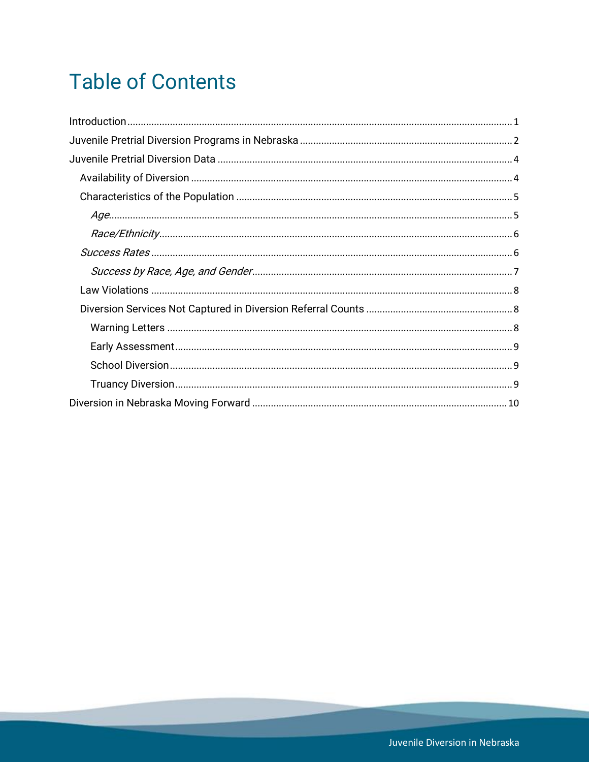# Table of Contents

Introduction ........ 1

Juvenile Pretrial Diversion Programs in Nebraska ........ 2

Juvenile Pretrial Diversion Data ........ 4

- Availability of Diversion ........ 4
- Characteristics of the Population ........ 5
  - *Age* ........ 5
  - *Race/Ethnicity* ........ 6
- *Success Rates* ........ 6
  - *Success by Race, Age, and Gender* ........ 7
- Law Violations ........ 8
- Diversion Services Not Captured in Diversion Referral Counts ........ 8
  - Warning Letters ........ 8
  - Early Assessment ........ 9
  - School Diversion ........ 9
  - Truancy Diversion ........ 9

Diversion in Nebraska Moving Forward ........ 10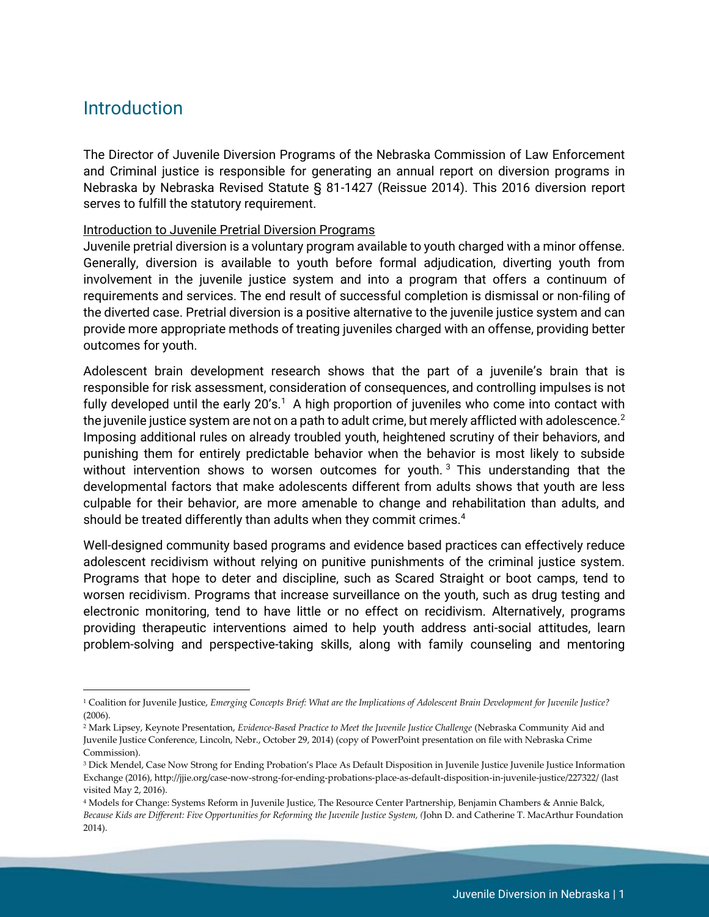# Introduction

The Director of Juvenile Diversion Programs of the Nebraska Commission of Law Enforcement and Criminal justice is responsible for generating an annual report on diversion programs in Nebraska by Nebraska Revised Statute § 81-1427 (Reissue 2014). This 2016 diversion report serves to fulfill the statutory requirement.

Introduction to Juvenile Pretrial Diversion Programs

Juvenile pretrial diversion is a voluntary program available to youth charged with a minor offense. Generally, diversion is available to youth before formal adjudication, diverting youth from involvement in the juvenile justice system and into a program that offers a continuum of requirements and services. The end result of successful completion is dismissal or non-filing of the diverted case. Pretrial diversion is a positive alternative to the juvenile justice system and can provide more appropriate methods of treating juveniles charged with an offense, providing better outcomes for youth.

Adolescent brain development research shows that the part of a juvenile's brain that is responsible for risk assessment, consideration of consequences, and controlling impulses is not fully developed until the early 20's.[1] A high proportion of juveniles who come into contact with the juvenile justice system are not on a path to adult crime, but merely afflicted with adolescence.[2] Imposing additional rules on already troubled youth, heightened scrutiny of their behaviors, and punishing them for entirely predictable behavior when the behavior is most likely to subside without intervention shows to worsen outcomes for youth.[3] This understanding that the developmental factors that make adolescents different from adults shows that youth are less culpable for their behavior, are more amenable to change and rehabilitation than adults, and should be treated differently than adults when they commit crimes.[4]

Well-designed community based programs and evidence based practices can effectively reduce adolescent recidivism without relying on punitive punishments of the criminal justice system. Programs that hope to deter and discipline, such as Scared Straight or boot camps, tend to worsen recidivism. Programs that increase surveillance on the youth, such as drug testing and electronic monitoring, tend to have little or no effect on recidivism. Alternatively, programs providing therapeutic interventions aimed to help youth address anti-social attitudes, learn problem-solving and perspective-taking skills, along with family counseling and mentoring

---

[1] Coalition for Juvenile Justice, *Emerging Concepts Brief: What are the Implications of Adolescent Brain Development for Juvenile Justice?* (2006).

[2] Mark Lipsey, Keynote Presentation, *Evidence-Based Practice to Meet the Juvenile Justice Challenge* (Nebraska Community Aid and Juvenile Justice Conference, Lincoln, Nebr., October 29, 2014) (copy of PowerPoint presentation on file with Nebraska Crime Commission).

[3] Dick Mendel, Case Now Strong for Ending Probation's Place As Default Disposition in Juvenile Justice Juvenile Justice Information Exchange (2016), http://jjie.org/case-now-strong-for-ending-probations-place-as-default-disposition-in-juvenile-justice/227322/ (last visited May 2, 2016).

[4] Models for Change: Systems Reform in Juvenile Justice, The Resource Center Partnership, Benjamin Chambers & Annie Balck, *Because Kids are Different: Five Opportunities for Reforming the Juvenile Justice System,* (John D. and Catherine T. MacArthur Foundation 2014).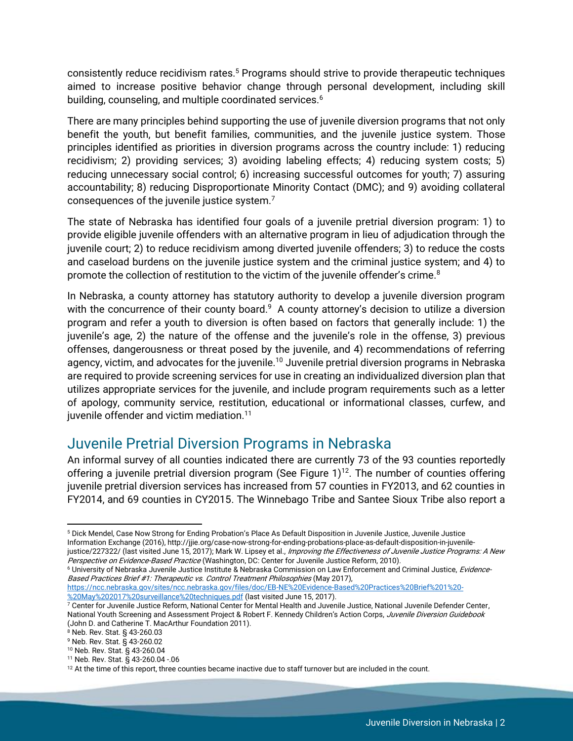consistently reduce recidivism rates.[5] Programs should strive to provide therapeutic techniques aimed to increase positive behavior change through personal development, including skill building, counseling, and multiple coordinated services.[6]

There are many principles behind supporting the use of juvenile diversion programs that not only benefit the youth, but benefit families, communities, and the juvenile justice system. Those principles identified as priorities in diversion programs across the country include: 1) reducing recidivism; 2) providing services; 3) avoiding labeling effects; 4) reducing system costs; 5) reducing unnecessary social control; 6) increasing successful outcomes for youth; 7) assuring accountability; 8) reducing Disproportionate Minority Contact (DMC); and 9) avoiding collateral consequences of the juvenile justice system.[7]

The state of Nebraska has identified four goals of a juvenile pretrial diversion program: 1) to provide eligible juvenile offenders with an alternative program in lieu of adjudication through the juvenile court; 2) to reduce recidivism among diverted juvenile offenders; 3) to reduce the costs and caseload burdens on the juvenile justice system and the criminal justice system; and 4) to promote the collection of restitution to the victim of the juvenile offender's crime.[8]

In Nebraska, a county attorney has statutory authority to develop a juvenile diversion program with the concurrence of their county board.[9] A county attorney's decision to utilize a diversion program and refer a youth to diversion is often based on factors that generally include: 1) the juvenile's age, 2) the nature of the offense and the juvenile's role in the offense, 3) previous offenses, dangerousness or threat posed by the juvenile, and 4) recommendations of referring agency, victim, and advocates for the juvenile.[10] Juvenile pretrial diversion programs in Nebraska are required to provide screening services for use in creating an individualized diversion plan that utilizes appropriate services for the juvenile, and include program requirements such as a letter of apology, community service, restitution, educational or informational classes, curfew, and juvenile offender and victim mediation.[11]

## Juvenile Pretrial Diversion Programs in Nebraska

An informal survey of all counties indicated there are currently 73 of the 93 counties reportedly offering a juvenile pretrial diversion program (See Figure 1)[12]. The number of counties offering juvenile pretrial diversion services has increased from 57 counties in FY2013, and 62 counties in FY2014, and 69 counties in CY2015. The Winnebago Tribe and Santee Sioux Tribe also report a

---

[5] Dick Mendel, Case Now Strong for Ending Probation's Place As Default Disposition in Juvenile Justice, Juvenile Justice Information Exchange (2016), http://jjie.org/case-now-strong-for-ending-probations-place-as-default-disposition-in-juvenile-justice/227322/ (last visited June 15, 2017); Mark W. Lipsey et al., *Improving the Effectiveness of Juvenile Justice Programs: A New Perspective on Evidence-Based Practice* (Washington, DC: Center for Juvenile Justice Reform, 2010).

[6] University of Nebraska Juvenile Justice Institute & Nebraska Commission on Law Enforcement and Criminal Justice, *Evidence-Based Practices Brief #1: Therapeutic vs. Control Treatment Philosophies* (May 2017), https://ncc.nebraska.gov/sites/ncc.nebraska.gov/files/doc/EB-NE%20Evidence-Based%20Practices%20Brief%201%20-%20May%202017%20surveillance%20techniques.pdf (last visited June 15, 2017).

[7] Center for Juvenile Justice Reform, National Center for Mental Health and Juvenile Justice, National Juvenile Defender Center, National Youth Screening and Assessment Project & Robert F. Kennedy Children's Action Corps, *Juvenile Diversion Guidebook* (John D. and Catherine T. MacArthur Foundation 2011).

[8] Neb. Rev. Stat. § 43-260.03

[9] Neb. Rev. Stat. § 43-260.02

[10] Neb. Rev. Stat. § 43-260.04

[11] Neb. Rev. Stat. § 43-260.04 -.06

[12] At the time of this report, three counties became inactive due to staff turnover but are included in the count.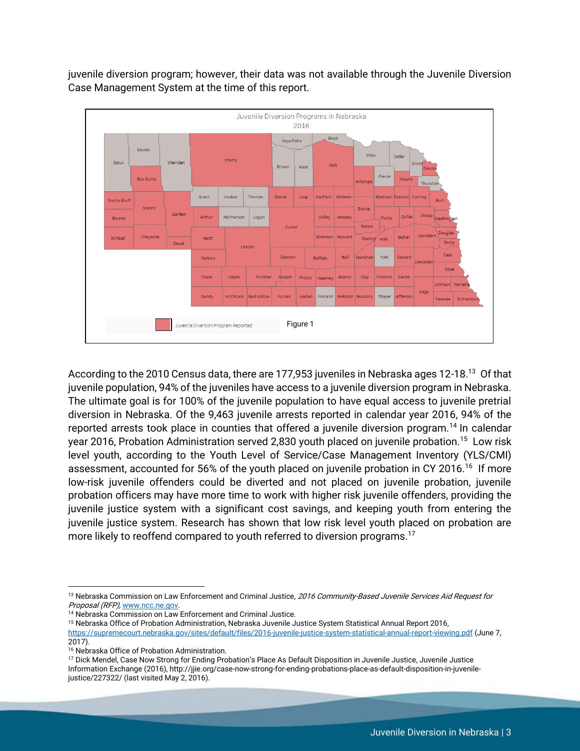juvenile diversion program; however, their data was not available through the Juvenile Diversion Case Management System at the time of this report.

Juvenile Diversion Programs in Nebraska
2016

Juvenile Diversion Program Reported

Figure 1

According to the 2010 Census data, there are 177,953 juveniles in Nebraska ages 12-18.[13] Of that juvenile population, 94% of the juveniles have access to a juvenile diversion program in Nebraska. The ultimate goal is for 100% of the juvenile population to have equal access to juvenile pretrial diversion in Nebraska. Of the 9,463 juvenile arrests reported in calendar year 2016, 94% of the reported arrests took place in counties that offered a juvenile diversion program.[14] In calendar year 2016, Probation Administration served 2,830 youth placed on juvenile probation.[15] Low risk level youth, according to the Youth Level of Service/Case Management Inventory (YLS/CMI) assessment, accounted for 56% of the youth placed on juvenile probation in CY 2016.[16] If more low-risk juvenile offenders could be diverted and not placed on juvenile probation, juvenile probation officers may have more time to work with higher risk juvenile offenders, providing the juvenile justice system with a significant cost savings, and keeping youth from entering the juvenile justice system. Research has shown that low risk level youth placed on probation are more likely to reoffend compared to youth referred to diversion programs.[17]

---

[13] Nebraska Commission on Law Enforcement and Criminal Justice, *2016 Community-Based Juvenile Services Aid Request for Proposal (RFP)*, www.ncc.ne.gov.

[14] Nebraska Commission on Law Enforcement and Criminal Justice.

[15] Nebraska Office of Probation Administration, Nebraska Juvenile Justice System Statistical Annual Report 2016, https://supremecourt.nebraska.gov/sites/default/files/2016-juvenile-justice-system-statistical-annual-report-viewing.pdf (June 7, 2017).

[16] Nebraska Office of Probation Administration.

[17] Dick Mendel, Case Now Strong for Ending Probation's Place As Default Disposition in Juvenile Justice, Juvenile Justice Information Exchange (2016), http://jjie.org/case-now-strong-for-ending-probations-place-as-default-disposition-in-juvenile-justice/227322/ (last visited May 2, 2016).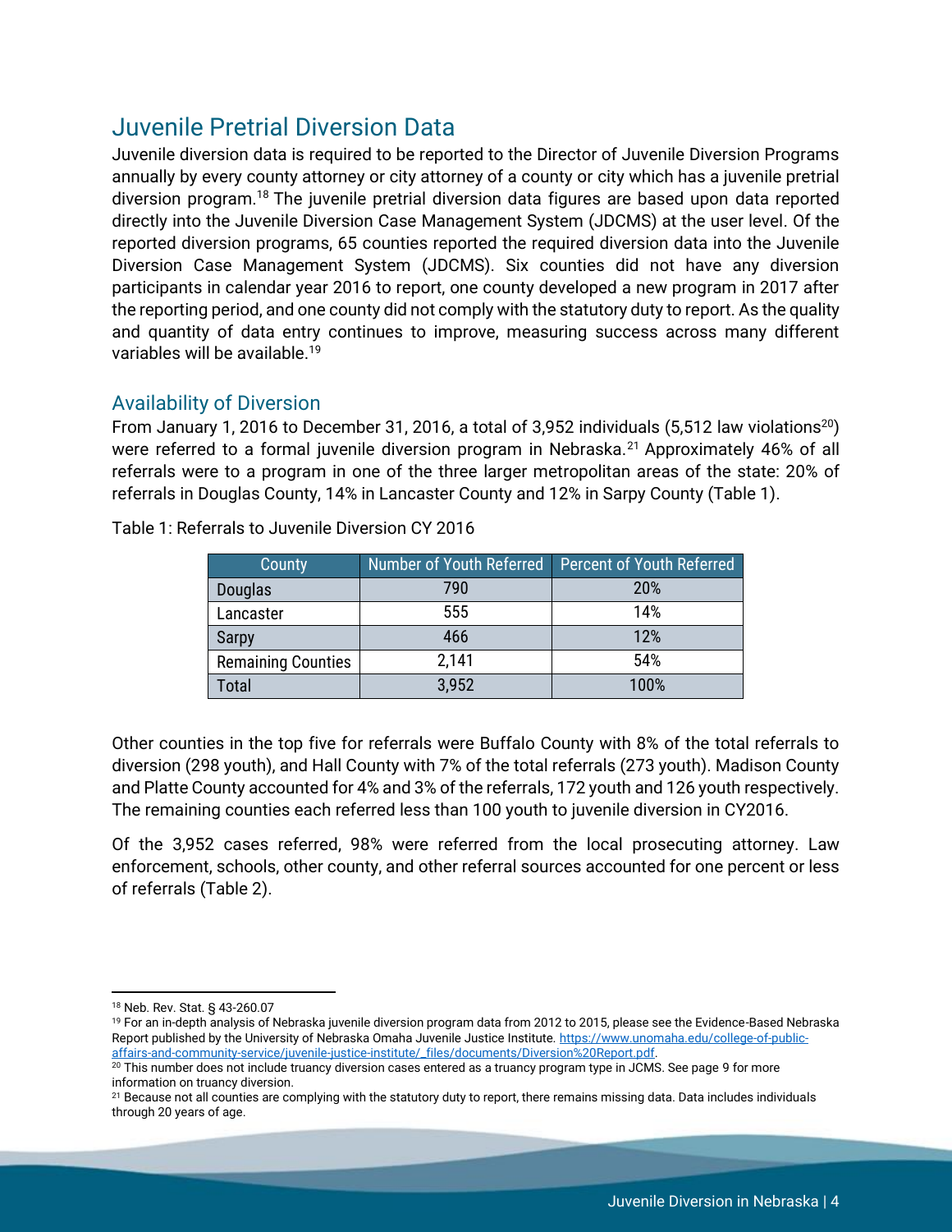## Juvenile Pretrial Diversion Data

Juvenile diversion data is required to be reported to the Director of Juvenile Diversion Programs annually by every county attorney or city attorney of a county or city which has a juvenile pretrial diversion program.[18] The juvenile pretrial diversion data figures are based upon data reported directly into the Juvenile Diversion Case Management System (JDCMS) at the user level. Of the reported diversion programs, 65 counties reported the required diversion data into the Juvenile Diversion Case Management System (JDCMS). Six counties did not have any diversion participants in calendar year 2016 to report, one county developed a new program in 2017 after the reporting period, and one county did not comply with the statutory duty to report. As the quality and quantity of data entry continues to improve, measuring success across many different variables will be available.[19]

### Availability of Diversion

From January 1, 2016 to December 31, 2016, a total of 3,952 individuals (5,512 law violations[20]) were referred to a formal juvenile diversion program in Nebraska.[21] Approximately 46% of all referrals were to a program in one of the three larger metropolitan areas of the state: 20% of referrals in Douglas County, 14% in Lancaster County and 12% in Sarpy County (Table 1).

Table 1: Referrals to Juvenile Diversion CY 2016

| County | Number of Youth Referred | Percent of Youth Referred |
|---|---|---|
| Douglas | 790 | 20% |
| Lancaster | 555 | 14% |
| Sarpy | 466 | 12% |
| Remaining Counties | 2,141 | 54% |
| Total | 3,952 | 100% |

Other counties in the top five for referrals were Buffalo County with 8% of the total referrals to diversion (298 youth), and Hall County with 7% of the total referrals (273 youth). Madison County and Platte County accounted for 4% and 3% of the referrals, 172 youth and 126 youth respectively. The remaining counties each referred less than 100 youth to juvenile diversion in CY2016.

Of the 3,952 cases referred, 98% were referred from the local prosecuting attorney. Law enforcement, schools, other county, and other referral sources accounted for one percent or less of referrals (Table 2).

---

[18] Neb. Rev. Stat. § 43-260.07

[19] For an in-depth analysis of Nebraska juvenile diversion program data from 2012 to 2015, please see the Evidence-Based Nebraska Report published by the University of Nebraska Omaha Juvenile Justice Institute. https://www.unomaha.edu/college-of-public-affairs-and-community-service/juvenile-justice-institute/_files/documents/Diversion%20Report.pdf.

[20] This number does not include truancy diversion cases entered as a truancy program type in JCMS. See page 9 for more information on truancy diversion.

[21] Because not all counties are complying with the statutory duty to report, there remains missing data. Data includes individuals through 20 years of age.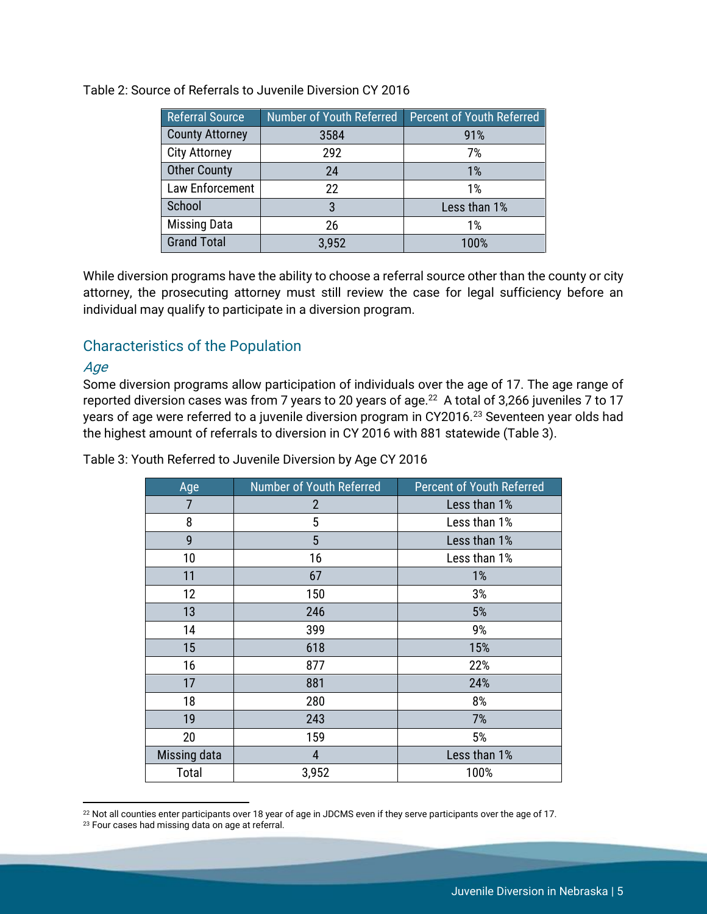Table 2: Source of Referrals to Juvenile Diversion CY 2016

| Referral Source | Number of Youth Referred | Percent of Youth Referred |
| --- | --- | --- |
| County Attorney | 3584 | 91% |
| City Attorney | 292 | 7% |
| Other County | 24 | 1% |
| Law Enforcement | 22 | 1% |
| School | 3 | Less than 1% |
| Missing Data | 26 | 1% |
| Grand Total | 3,952 | 100% |

While diversion programs have the ability to choose a referral source other than the county or city attorney, the prosecuting attorney must still review the case for legal sufficiency before an individual may qualify to participate in a diversion program.

## Characteristics of the Population

### *Age*

Some diversion programs allow participation of individuals over the age of 17. The age range of reported diversion cases was from 7 years to 20 years of age.[22] A total of 3,266 juveniles 7 to 17 years of age were referred to a juvenile diversion program in CY2016.[23] Seventeen year olds had the highest amount of referrals to diversion in CY 2016 with 881 statewide (Table 3).

Table 3: Youth Referred to Juvenile Diversion by Age CY 2016

| Age | Number of Youth Referred | Percent of Youth Referred |
| --- | --- | --- |
| 7 | 2 | Less than 1% |
| 8 | 5 | Less than 1% |
| 9 | 5 | Less than 1% |
| 10 | 16 | Less than 1% |
| 11 | 67 | 1% |
| 12 | 150 | 3% |
| 13 | 246 | 5% |
| 14 | 399 | 9% |
| 15 | 618 | 15% |
| 16 | 877 | 22% |
| 17 | 881 | 24% |
| 18 | 280 | 8% |
| 19 | 243 | 7% |
| 20 | 159 | 5% |
| Missing data | 4 | Less than 1% |
| Total | 3,952 | 100% |

[22] Not all counties enter participants over 18 year of age in JDCMS even if they serve participants over the age of 17.

[23] Four cases had missing data on age at referral.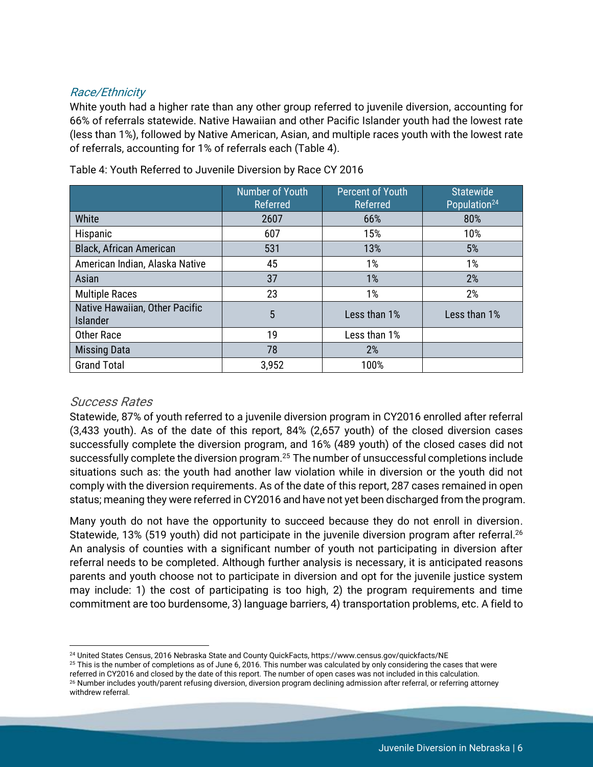### *Race/Ethnicity*

White youth had a higher rate than any other group referred to juvenile diversion, accounting for 66% of referrals statewide. Native Hawaiian and other Pacific Islander youth had the lowest rate (less than 1%), followed by Native American, Asian, and multiple races youth with the lowest rate of referrals, accounting for 1% of referrals each (Table 4).

Table 4: Youth Referred to Juvenile Diversion by Race CY 2016

| | Number of Youth Referred | Percent of Youth Referred | Statewide Population[24] |
|---|---|---|---|
| White | 2607 | 66% | 80% |
| Hispanic | 607 | 15% | 10% |
| Black, African American | 531 | 13% | 5% |
| American Indian, Alaska Native | 45 | 1% | 1% |
| Asian | 37 | 1% | 2% |
| Multiple Races | 23 | 1% | 2% |
| Native Hawaiian, Other Pacific Islander | 5 | Less than 1% | Less than 1% |
| Other Race | 19 | Less than 1% | |
| Missing Data | 78 | 2% | |
| Grand Total | 3,952 | 100% | |

### *Success Rates*

Statewide, 87% of youth referred to a juvenile diversion program in CY2016 enrolled after referral (3,433 youth). As of the date of this report, 84% (2,657 youth) of the closed diversion cases successfully complete the diversion program, and 16% (489 youth) of the closed cases did not successfully complete the diversion program.[25] The number of unsuccessful completions include situations such as: the youth had another law violation while in diversion or the youth did not comply with the diversion requirements. As of the date of this report, 287 cases remained in open status; meaning they were referred in CY2016 and have not yet been discharged from the program.

Many youth do not have the opportunity to succeed because they do not enroll in diversion. Statewide, 13% (519 youth) did not participate in the juvenile diversion program after referral.[26] An analysis of counties with a significant number of youth not participating in diversion after referral needs to be completed. Although further analysis is necessary, it is anticipated reasons parents and youth choose not to participate in diversion and opt for the juvenile justice system may include: 1) the cost of participating is too high, 2) the program requirements and time commitment are too burdensome, 3) language barriers, 4) transportation problems, etc. A field to

---

[24] United States Census, 2016 Nebraska State and County QuickFacts, https://www.census.gov/quickfacts/NE

[25] This is the number of completions as of June 6, 2016. This number was calculated by only considering the cases that were referred in CY2016 and closed by the date of this report. The number of open cases was not included in this calculation.

[26] Number includes youth/parent refusing diversion, diversion program declining admission after referral, or referring attorney withdrew referral.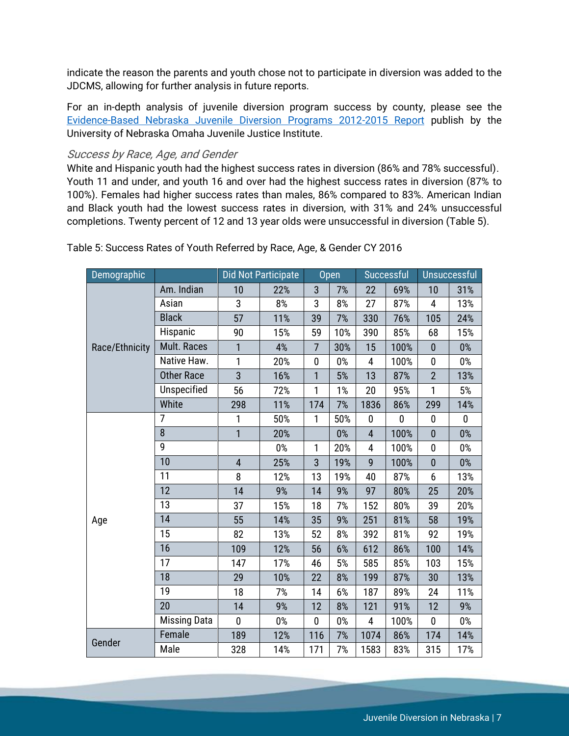indicate the reason the parents and youth chose not to participate in diversion was added to the JDCMS, allowing for further analysis in future reports.

For an in-depth analysis of juvenile diversion program success by county, please see the [Evidence-Based Nebraska Juvenile Diversion Programs 2012-2015 Report](#) publish by the University of Nebraska Omaha Juvenile Justice Institute.

### *Success by Race, Age, and Gender*

White and Hispanic youth had the highest success rates in diversion (86% and 78% successful). Youth 11 and under, and youth 16 and over had the highest success rates in diversion (87% to 100%). Females had higher success rates than males, 86% compared to 83%. American Indian and Black youth had the lowest success rates in diversion, with 31% and 24% unsuccessful completions. Twenty percent of 12 and 13 year olds were unsuccessful in diversion (Table 5).

Table 5: Success Rates of Youth Referred by Race, Age, & Gender CY 2016

| Demographic | | Did Not Participate | | Open | | Successful | | Unsuccessful | |
|---|---|---|---|---|---|---|---|---|---|
| Race/Ethnicity | Am. Indian | 10 | 22% | 3 | 7% | 22 | 69% | 10 | 31% |
| | Asian | 3 | 8% | 3 | 8% | 27 | 87% | 4 | 13% |
| | Black | 57 | 11% | 39 | 7% | 330 | 76% | 105 | 24% |
| | Hispanic | 90 | 15% | 59 | 10% | 390 | 85% | 68 | 15% |
| | Mult. Races | 1 | 4% | 7 | 30% | 15 | 100% | 0 | 0% |
| | Native Haw. | 1 | 20% | 0 | 0% | 4 | 100% | 0 | 0% |
| | Other Race | 3 | 16% | 1 | 5% | 13 | 87% | 2 | 13% |
| | Unspecified | 56 | 72% | 1 | 1% | 20 | 95% | 1 | 5% |
| | White | 298 | 11% | 174 | 7% | 1836 | 86% | 299 | 14% |
| Age | 7 | 1 | 50% | 1 | 50% | 0 | 0 | 0 | 0 |
| | 8 | 1 | 20% | | 0% | 4 | 100% | 0 | 0% |
| | 9 | | 0% | 1 | 20% | 4 | 100% | 0 | 0% |
| | 10 | 4 | 25% | 3 | 19% | 9 | 100% | 0 | 0% |
| | 11 | 8 | 12% | 13 | 19% | 40 | 87% | 6 | 13% |
| | 12 | 14 | 9% | 14 | 9% | 97 | 80% | 25 | 20% |
| | 13 | 37 | 15% | 18 | 7% | 152 | 80% | 39 | 20% |
| | 14 | 55 | 14% | 35 | 9% | 251 | 81% | 58 | 19% |
| | 15 | 82 | 13% | 52 | 8% | 392 | 81% | 92 | 19% |
| | 16 | 109 | 12% | 56 | 6% | 612 | 86% | 100 | 14% |
| | 17 | 147 | 17% | 46 | 5% | 585 | 85% | 103 | 15% |
| | 18 | 29 | 10% | 22 | 8% | 199 | 87% | 30 | 13% |
| | 19 | 18 | 7% | 14 | 6% | 187 | 89% | 24 | 11% |
| | 20 | 14 | 9% | 12 | 8% | 121 | 91% | 12 | 9% |
| | Missing Data | 0 | 0% | 0 | 0% | 4 | 100% | 0 | 0% |
| Gender | Female | 189 | 12% | 116 | 7% | 1074 | 86% | 174 | 14% |
| | Male | 328 | 14% | 171 | 7% | 1583 | 83% | 315 | 17% |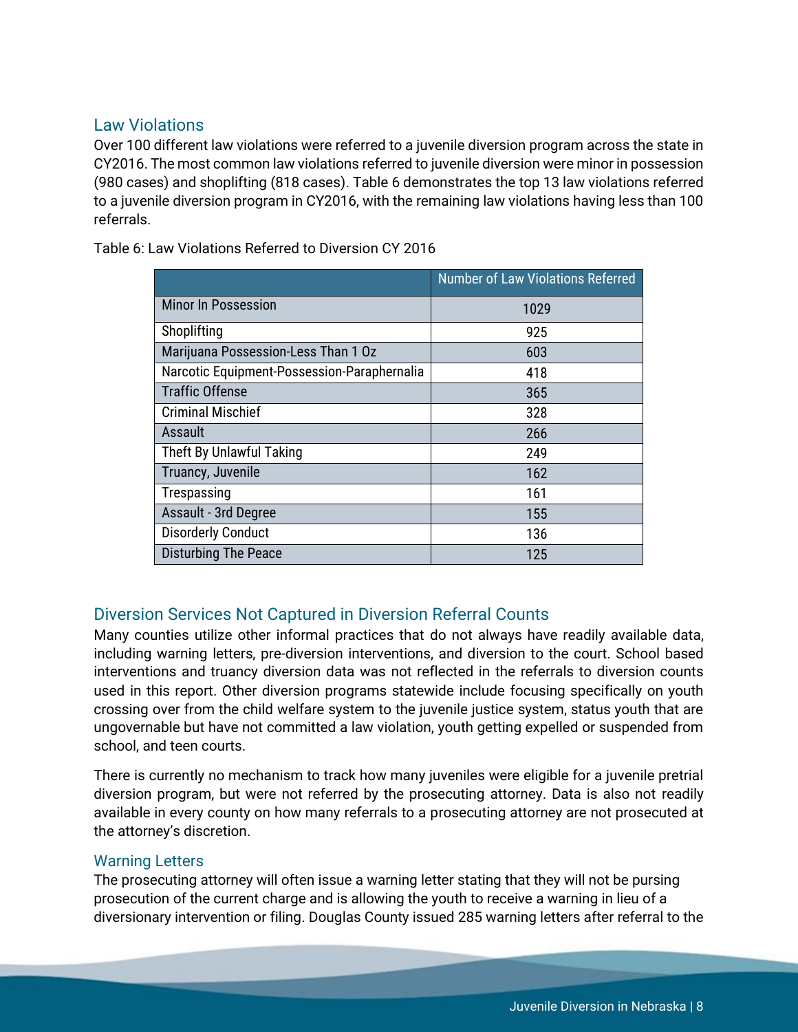## Law Violations

Over 100 different law violations were referred to a juvenile diversion program across the state in CY2016. The most common law violations referred to juvenile diversion were minor in possession (980 cases) and shoplifting (818 cases). Table 6 demonstrates the top 13 law violations referred to a juvenile diversion program in CY2016, with the remaining law violations having less than 100 referrals.

Table 6: Law Violations Referred to Diversion CY 2016

| | Number of Law Violations Referred |
|---|---|
| Minor In Possession | 1029 |
| Shoplifting | 925 |
| Marijuana Possession-Less Than 1 Oz | 603 |
| Narcotic Equipment-Possession-Paraphernalia | 418 |
| Traffic Offense | 365 |
| Criminal Mischief | 328 |
| Assault | 266 |
| Theft By Unlawful Taking | 249 |
| Truancy, Juvenile | 162 |
| Trespassing | 161 |
| Assault - 3rd Degree | 155 |
| Disorderly Conduct | 136 |
| Disturbing The Peace | 125 |

## Diversion Services Not Captured in Diversion Referral Counts

Many counties utilize other informal practices that do not always have readily available data, including warning letters, pre-diversion interventions, and diversion to the court. School based interventions and truancy diversion data was not reflected in the referrals to diversion counts used in this report. Other diversion programs statewide include focusing specifically on youth crossing over from the child welfare system to the juvenile justice system, status youth that are ungovernable but have not committed a law violation, youth getting expelled or suspended from school, and teen courts.

There is currently no mechanism to track how many juveniles were eligible for a juvenile pretrial diversion program, but were not referred by the prosecuting attorney. Data is also not readily available in every county on how many referrals to a prosecuting attorney are not prosecuted at the attorney's discretion.

### Warning Letters

The prosecuting attorney will often issue a warning letter stating that they will not be pursing prosecution of the current charge and is allowing the youth to receive a warning in lieu of a diversionary intervention or filing. Douglas County issued 285 warning letters after referral to the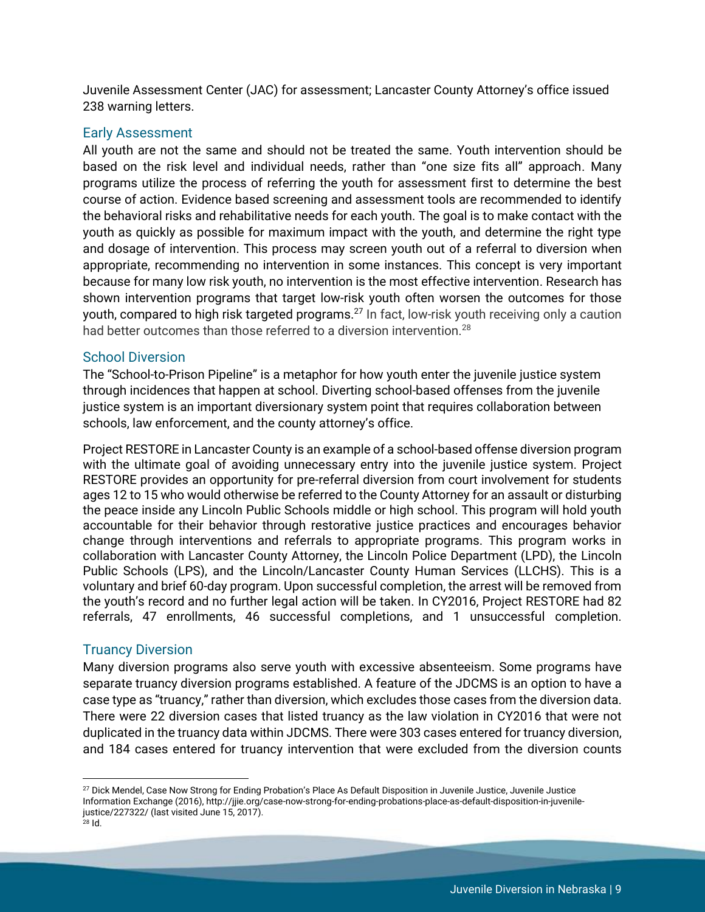Juvenile Assessment Center (JAC) for assessment; Lancaster County Attorney's office issued 238 warning letters.

### Early Assessment

All youth are not the same and should not be treated the same. Youth intervention should be based on the risk level and individual needs, rather than "one size fits all" approach. Many programs utilize the process of referring the youth for assessment first to determine the best course of action. Evidence based screening and assessment tools are recommended to identify the behavioral risks and rehabilitative needs for each youth. The goal is to make contact with the youth as quickly as possible for maximum impact with the youth, and determine the right type and dosage of intervention. This process may screen youth out of a referral to diversion when appropriate, recommending no intervention in some instances. This concept is very important because for many low risk youth, no intervention is the most effective intervention. Research has shown intervention programs that target low-risk youth often worsen the outcomes for those youth, compared to high risk targeted programs.[27] In fact, low-risk youth receiving only a caution had better outcomes than those referred to a diversion intervention.[28]

### School Diversion

The "School-to-Prison Pipeline" is a metaphor for how youth enter the juvenile justice system through incidences that happen at school. Diverting school-based offenses from the juvenile justice system is an important diversionary system point that requires collaboration between schools, law enforcement, and the county attorney's office.

Project RESTORE in Lancaster County is an example of a school-based offense diversion program with the ultimate goal of avoiding unnecessary entry into the juvenile justice system. Project RESTORE provides an opportunity for pre-referral diversion from court involvement for students ages 12 to 15 who would otherwise be referred to the County Attorney for an assault or disturbing the peace inside any Lincoln Public Schools middle or high school. This program will hold youth accountable for their behavior through restorative justice practices and encourages behavior change through interventions and referrals to appropriate programs. This program works in collaboration with Lancaster County Attorney, the Lincoln Police Department (LPD), the Lincoln Public Schools (LPS), and the Lincoln/Lancaster County Human Services (LLCHS). This is a voluntary and brief 60-day program. Upon successful completion, the arrest will be removed from the youth's record and no further legal action will be taken. In CY2016, Project RESTORE had 82 referrals, 47 enrollments, 46 successful completions, and 1 unsuccessful completion.

### Truancy Diversion

Many diversion programs also serve youth with excessive absenteeism. Some programs have separate truancy diversion programs established. A feature of the JDCMS is an option to have a case type as "truancy," rather than diversion, which excludes those cases from the diversion data. There were 22 diversion cases that listed truancy as the law violation in CY2016 that were not duplicated in the truancy data within JDCMS. There were 303 cases entered for truancy diversion, and 184 cases entered for truancy intervention that were excluded from the diversion counts

---

[27] Dick Mendel, Case Now Strong for Ending Probation's Place As Default Disposition in Juvenile Justice, Juvenile Justice Information Exchange (2016), http://jjie.org/case-now-strong-for-ending-probations-place-as-default-disposition-in-juvenile-justice/227322/ (last visited June 15, 2017).

[28] Id.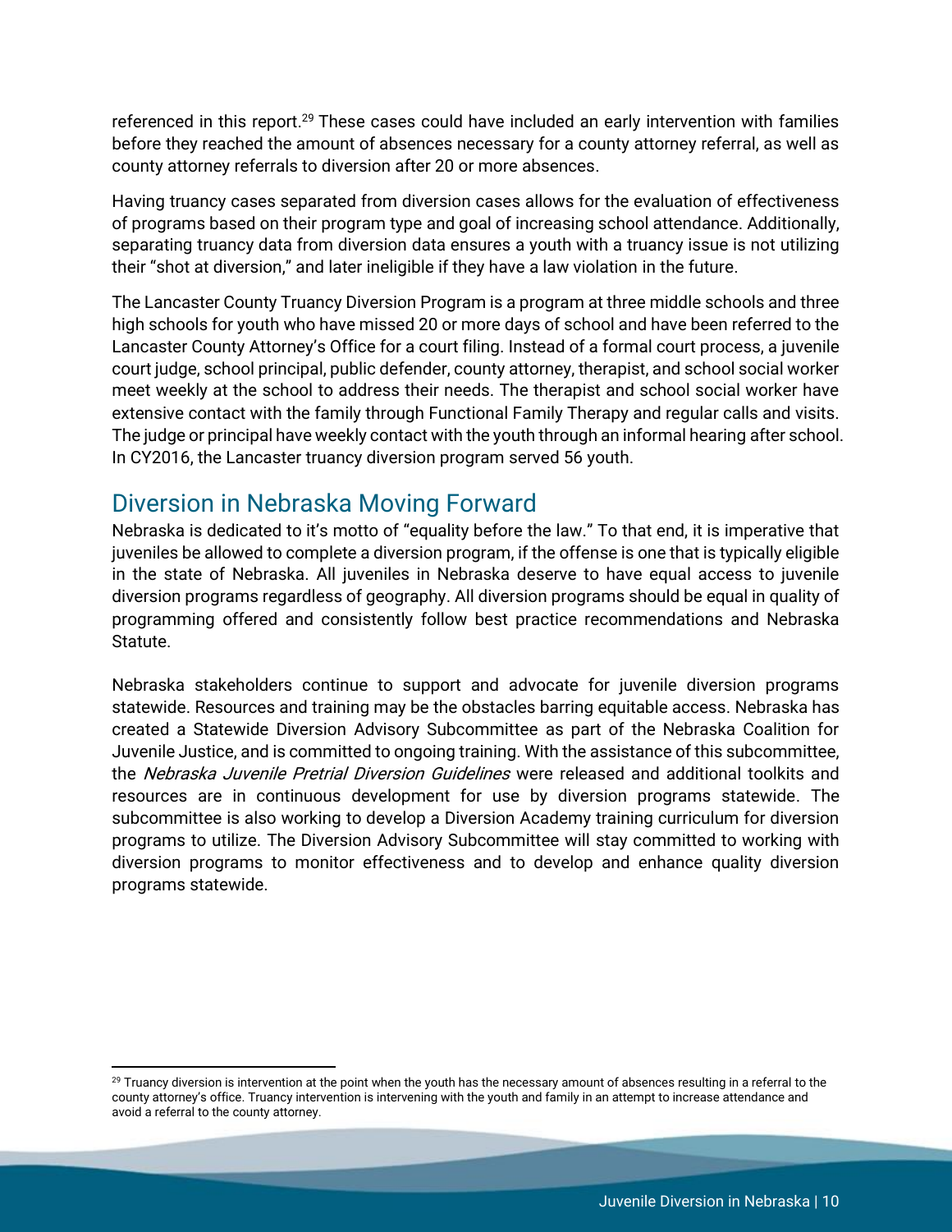referenced in this report.[29] These cases could have included an early intervention with families before they reached the amount of absences necessary for a county attorney referral, as well as county attorney referrals to diversion after 20 or more absences.

Having truancy cases separated from diversion cases allows for the evaluation of effectiveness of programs based on their program type and goal of increasing school attendance. Additionally, separating truancy data from diversion data ensures a youth with a truancy issue is not utilizing their "shot at diversion," and later ineligible if they have a law violation in the future.

The Lancaster County Truancy Diversion Program is a program at three middle schools and three high schools for youth who have missed 20 or more days of school and have been referred to the Lancaster County Attorney's Office for a court filing. Instead of a formal court process, a juvenile court judge, school principal, public defender, county attorney, therapist, and school social worker meet weekly at the school to address their needs. The therapist and school social worker have extensive contact with the family through Functional Family Therapy and regular calls and visits. The judge or principal have weekly contact with the youth through an informal hearing after school. In CY2016, the Lancaster truancy diversion program served 56 youth.

## Diversion in Nebraska Moving Forward

Nebraska is dedicated to it's motto of "equality before the law." To that end, it is imperative that juveniles be allowed to complete a diversion program, if the offense is one that is typically eligible in the state of Nebraska. All juveniles in Nebraska deserve to have equal access to juvenile diversion programs regardless of geography. All diversion programs should be equal in quality of programming offered and consistently follow best practice recommendations and Nebraska Statute.

Nebraska stakeholders continue to support and advocate for juvenile diversion programs statewide. Resources and training may be the obstacles barring equitable access. Nebraska has created a Statewide Diversion Advisory Subcommittee as part of the Nebraska Coalition for Juvenile Justice, and is committed to ongoing training. With the assistance of this subcommittee, the *Nebraska Juvenile Pretrial Diversion Guidelines* were released and additional toolkits and resources are in continuous development for use by diversion programs statewide. The subcommittee is also working to develop a Diversion Academy training curriculum for diversion programs to utilize. The Diversion Advisory Subcommittee will stay committed to working with diversion programs to monitor effectiveness and to develop and enhance quality diversion programs statewide.

[29] Truancy diversion is intervention at the point when the youth has the necessary amount of absences resulting in a referral to the county attorney's office. Truancy intervention is intervening with the youth and family in an attempt to increase attendance and avoid a referral to the county attorney.